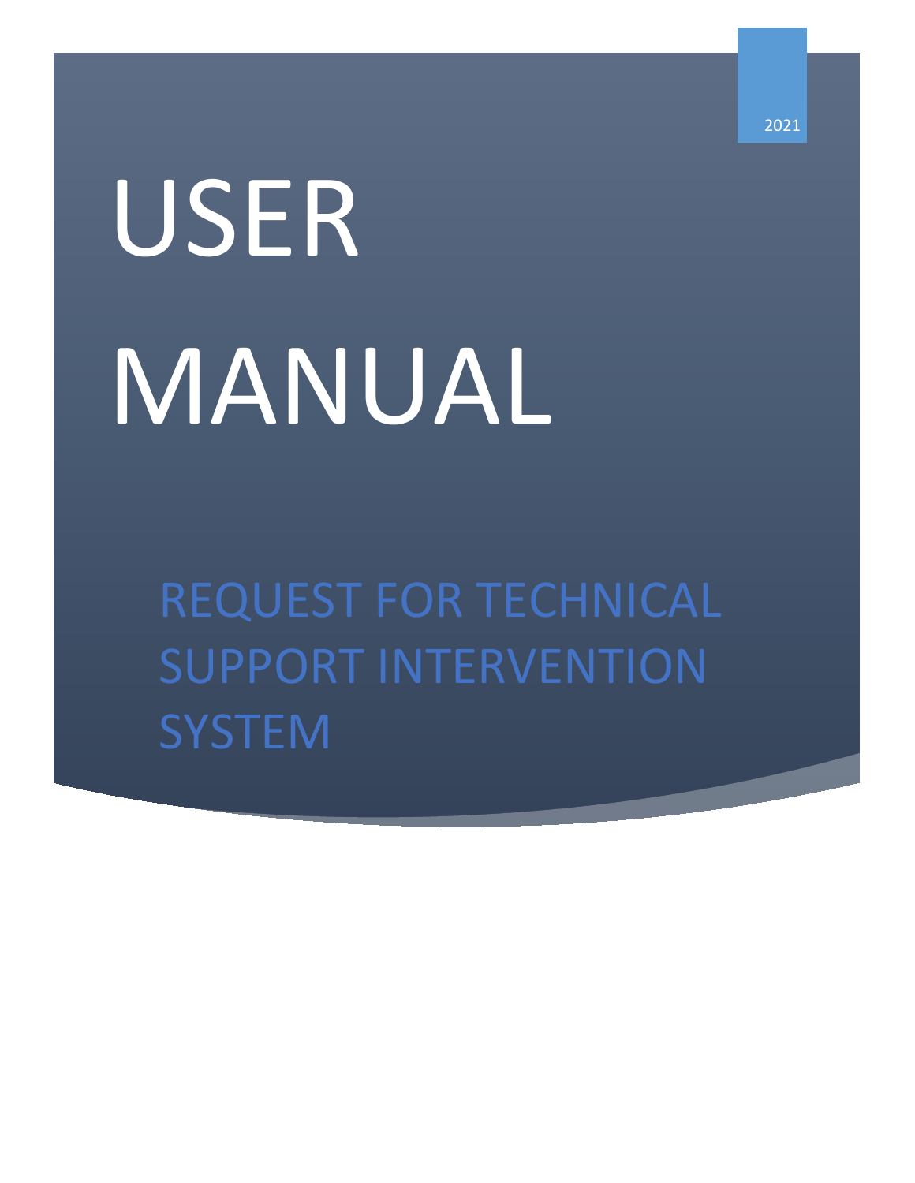2021

# USER MANUAL

## REQUEST FOR TECHNICAL SUPPORT INTERVENTION SYSTEM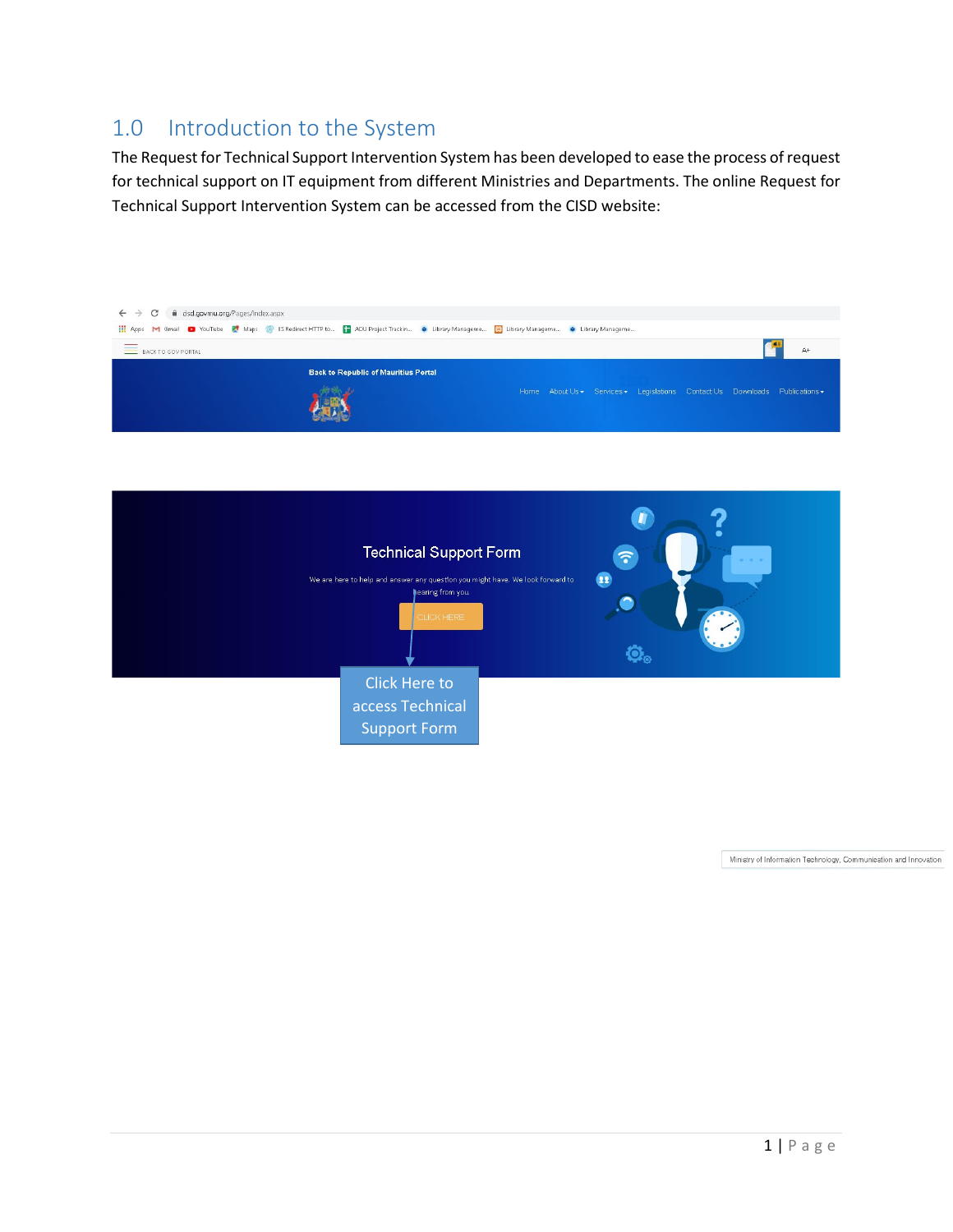## 1.0 Introduction to the System

The Request for Technical Support Intervention System has been developed to ease the process of request for technical support on IT equipment from different Ministries and Departments. The online Request for Technical Support Intervention System can be accessed from the CISD website:

Click Here to access Technical Support Form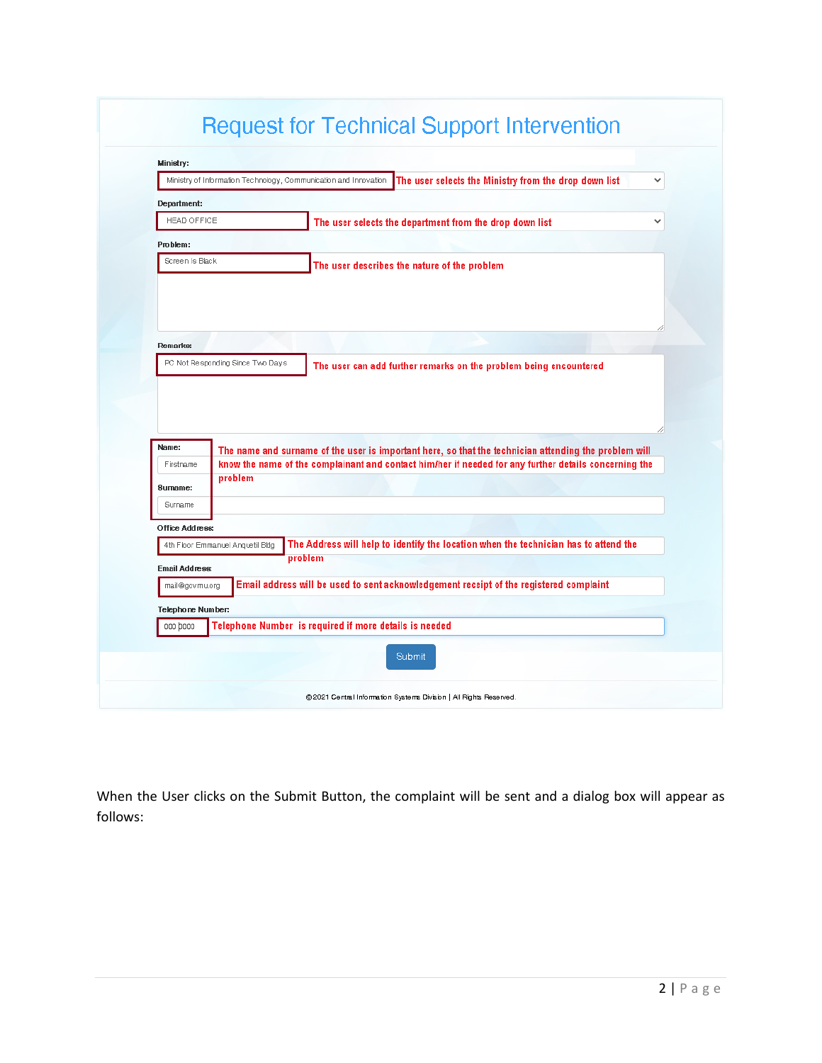# Request for Technical Support Intervention

**Ministry:**

Ministry of Information Technology, Communication and Innovation — The user selects the Ministry from the drop down list

**Department:**

HEAD OFFICE — The user selects the department from the drop down list

**Problem:**

Screen Is Black — The user describes the nature of the problem

**Remarks:**

PC Not Responding Since Two Days — The user can add further remarks on the problem being encountered

**Name:**

Firstname

**Surname:**

Surname

The name and surname of the user is important here, so that the technician attending the problem will know the name of the complainant and contact him/her if needed for any further details concerning the problem

**Office Address:**

4th Floor Emmanuel Anquetil Bldg — The Address will help to identify the location when the technician has to attend the problem

**Email Address:**

mail@govmu.org — Email address will be used to sent acknowledgement receipt of the registered complaint

**Telephone Number:**

000 0000 — Telephone Number is required if more details is needed

Submit

©2021 Central Information Systems Division | All Rights Reserved.

When the User clicks on the Submit Button, the complaint will be sent and a dialog box will appear as follows: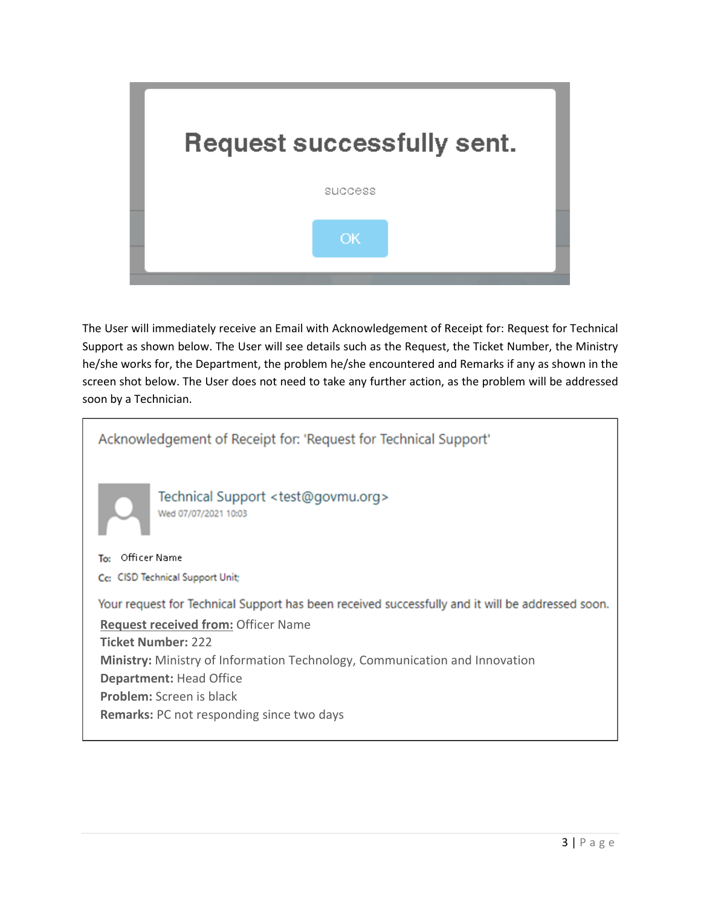Request successfully sent.

success

OK

The User will immediately receive an Email with Acknowledgement of Receipt for: Request for Technical Support as shown below. The User will see details such as the Request, the Ticket Number, the Ministry he/she works for, the Department, the problem he/she encountered and Remarks if any as shown in the screen shot below. The User does not need to take any further action, as the problem will be addressed soon by a Technician.

Acknowledgement of Receipt for: 'Request for Technical Support'

Technical Support <test@govmu.org>
Wed 07/07/2021 10:03

To: Officer Name

Cc: CISD Technical Support Unit;

Your request for Technical Support has been received successfully and it will be addressed soon.

**Request received from:** Officer Name
**Ticket Number:** 222
**Ministry:** Ministry of Information Technology, Communication and Innovation
**Department:** Head Office
**Problem:** Screen is black
**Remarks:** PC not responding since two days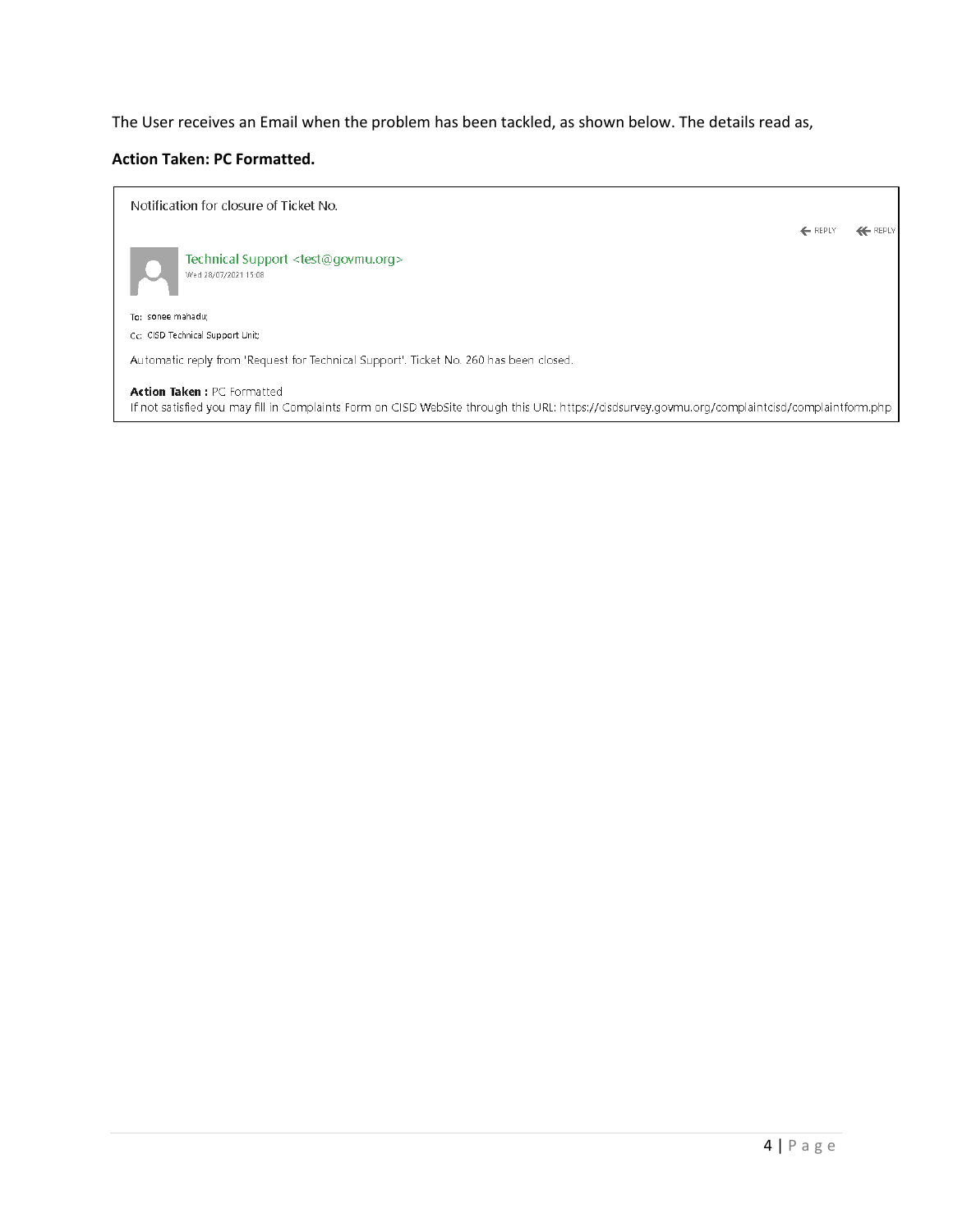The User receives an Email when the problem has been tackled, as shown below. The details read as,

**Action Taken: PC Formatted.**

Notification for closure of Ticket No.

REPLY REPLY

Technical Support <test@govmu.org>
Wed 28/07/2021 15:08

To: sonee mahadu;
Cc: CISD Technical Support Unit;

Automatic reply from 'Request for Technical Support'. Ticket No. 260 has been closed.

**Action Taken :** PC Formatted
If not satisfied you may fill in Complaints Form on CISD WebSite through this URL: https://cisdsurvey.govmu.org/complaintcisd/complaintform.php